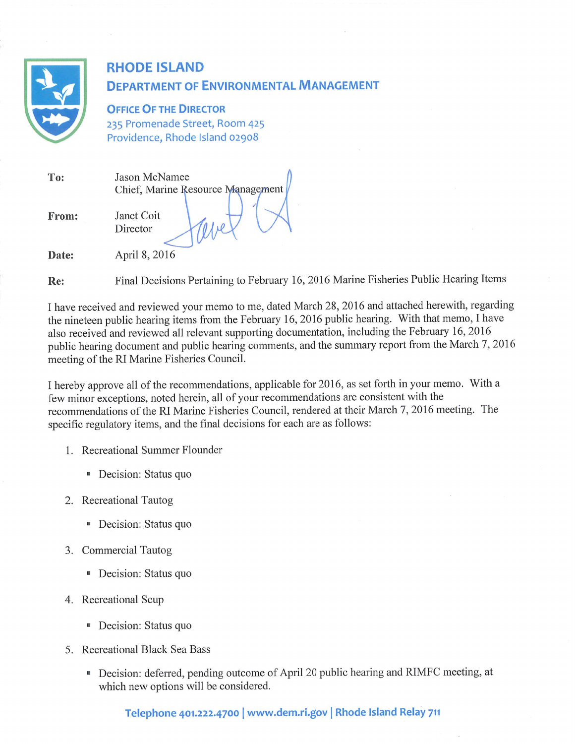# RHODE ISLAND

## DEPARTMENT OF ENVIRONMENTAL MANAGEMENT

**OFFICE OF THE DIRECTOR**
235 Promenade Street, Room 425
Providence, Rhode Island 02908

**To:** Jason McNamee
Chief, Marine Resource Management

**From:** Janet Coit
Director

**Date:** April 8, 2016

**Re:** Final Decisions Pertaining to February 16, 2016 Marine Fisheries Public Hearing Items

I have received and reviewed your memo to me, dated March 28, 2016 and attached herewith, regarding the nineteen public hearing items from the February 16, 2016 public hearing. With that memo, I have also received and reviewed all relevant supporting documentation, including the February 16, 2016 public hearing document and public hearing comments, and the summary report from the March 7, 2016 meeting of the RI Marine Fisheries Council.

I hereby approve all of the recommendations, applicable for 2016, as set forth in your memo. With a few minor exceptions, noted herein, all of your recommendations are consistent with the recommendations of the RI Marine Fisheries Council, rendered at their March 7, 2016 meeting. The specific regulatory items, and the final decisions for each are as follows:

1. Recreational Summer Flounder
   - Decision: Status quo
2. Recreational Tautog
   - Decision: Status quo
3. Commercial Tautog
   - Decision: Status quo
4. Recreational Scup
   - Decision: Status quo
5. Recreational Black Sea Bass
   - Decision: deferred, pending outcome of April 20 public hearing and RIMFC meeting, at which new options will be considered.

Telephone 401.222.4700 | www.dem.ri.gov | Rhode Island Relay 711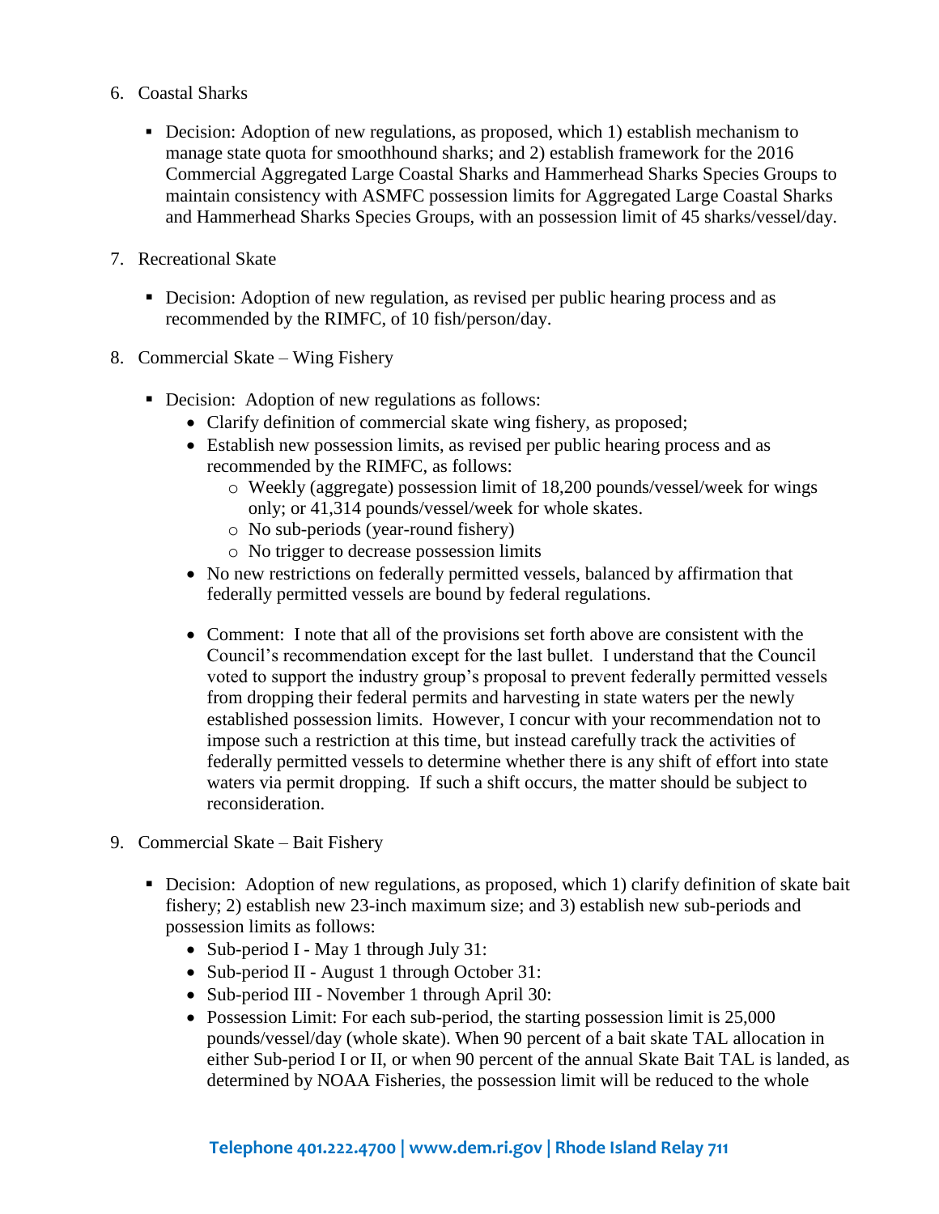6. Coastal Sharks

   - Decision: Adoption of new regulations, as proposed, which 1) establish mechanism to manage state quota for smoothhound sharks; and 2) establish framework for the 2016 Commercial Aggregated Large Coastal Sharks and Hammerhead Sharks Species Groups to maintain consistency with ASMFC possession limits for Aggregated Large Coastal Sharks and Hammerhead Sharks Species Groups, with an possession limit of 45 sharks/vessel/day.

7. Recreational Skate

   - Decision: Adoption of new regulation, as revised per public hearing process and as recommended by the RIMFC, of 10 fish/person/day.

8. Commercial Skate – Wing Fishery

   - Decision: Adoption of new regulations as follows:
     - Clarify definition of commercial skate wing fishery, as proposed;
     - Establish new possession limits, as revised per public hearing process and as recommended by the RIMFC, as follows:
       - Weekly (aggregate) possession limit of 18,200 pounds/vessel/week for wings only; or 41,314 pounds/vessel/week for whole skates.
       - No sub-periods (year-round fishery)
       - No trigger to decrease possession limits
     - No new restrictions on federally permitted vessels, balanced by affirmation that federally permitted vessels are bound by federal regulations.
     - Comment: I note that all of the provisions set forth above are consistent with the Council's recommendation except for the last bullet. I understand that the Council voted to support the industry group's proposal to prevent federally permitted vessels from dropping their federal permits and harvesting in state waters per the newly established possession limits. However, I concur with your recommendation not to impose such a restriction at this time, but instead carefully track the activities of federally permitted vessels to determine whether there is any shift of effort into state waters via permit dropping. If such a shift occurs, the matter should be subject to reconsideration.

9. Commercial Skate – Bait Fishery

   - Decision: Adoption of new regulations, as proposed, which 1) clarify definition of skate bait fishery; 2) establish new 23-inch maximum size; and 3) establish new sub-periods and possession limits as follows:
     - Sub-period I - May 1 through July 31:
     - Sub-period II - August 1 through October 31:
     - Sub-period III - November 1 through April 30:
     - Possession Limit: For each sub-period, the starting possession limit is 25,000 pounds/vessel/day (whole skate). When 90 percent of a bait skate TAL allocation in either Sub-period I or II, or when 90 percent of the annual Skate Bait TAL is landed, as determined by NOAA Fisheries, the possession limit will be reduced to the whole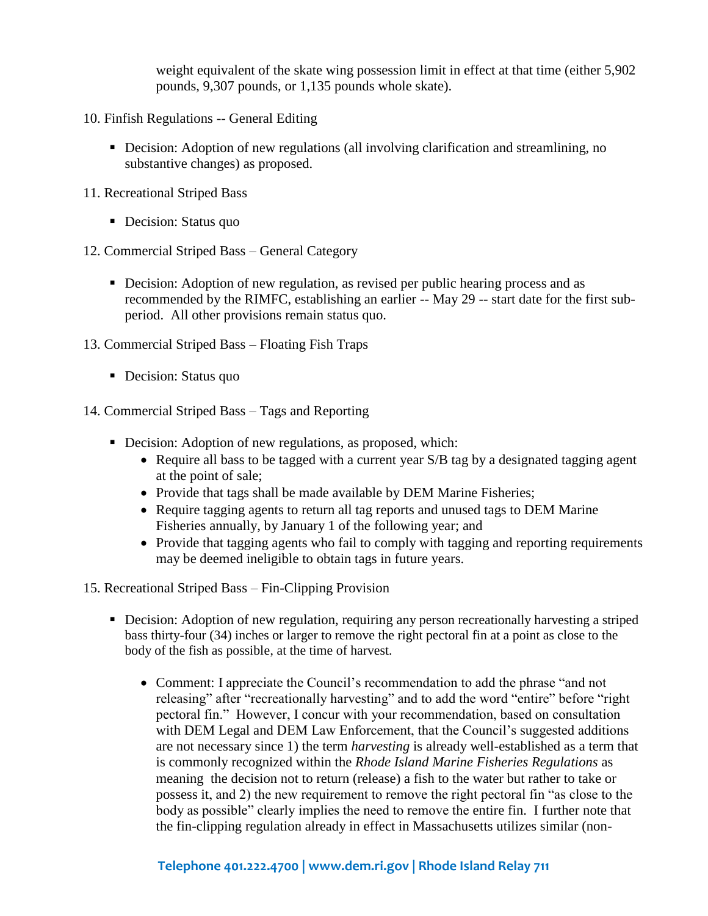weight equivalent of the skate wing possession limit in effect at that time (either 5,902 pounds, 9,307 pounds, or 1,135 pounds whole skate).

10. Finfish Regulations -- General Editing

    - Decision: Adoption of new regulations (all involving clarification and streamlining, no substantive changes) as proposed.

11. Recreational Striped Bass

    - Decision: Status quo

12. Commercial Striped Bass – General Category

    - Decision: Adoption of new regulation, as revised per public hearing process and as recommended by the RIMFC, establishing an earlier -- May 29 -- start date for the first sub-period. All other provisions remain status quo.

13. Commercial Striped Bass – Floating Fish Traps

    - Decision: Status quo

14. Commercial Striped Bass – Tags and Reporting

    - Decision: Adoption of new regulations, as proposed, which:
        - Require all bass to be tagged with a current year S/B tag by a designated tagging agent at the point of sale;
        - Provide that tags shall be made available by DEM Marine Fisheries;
        - Require tagging agents to return all tag reports and unused tags to DEM Marine Fisheries annually, by January 1 of the following year; and
        - Provide that tagging agents who fail to comply with tagging and reporting requirements may be deemed ineligible to obtain tags in future years.

15. Recreational Striped Bass – Fin-Clipping Provision

    - Decision: Adoption of new regulation, requiring any person recreationally harvesting a striped bass thirty-four (34) inches or larger to remove the right pectoral fin at a point as close to the body of the fish as possible, at the time of harvest.

        - Comment: I appreciate the Council's recommendation to add the phrase "and not releasing" after "recreationally harvesting" and to add the word "entire" before "right pectoral fin." However, I concur with your recommendation, based on consultation with DEM Legal and DEM Law Enforcement, that the Council's suggested additions are not necessary since 1) the term *harvesting* is already well-established as a term that is commonly recognized within the *Rhode Island Marine Fisheries Regulations* as meaning the decision not to return (release) a fish to the water but rather to take or possess it, and 2) the new requirement to remove the right pectoral fin "as close to the body as possible" clearly implies the need to remove the entire fin. I further note that the fin-clipping regulation already in effect in Massachusetts utilizes similar (non-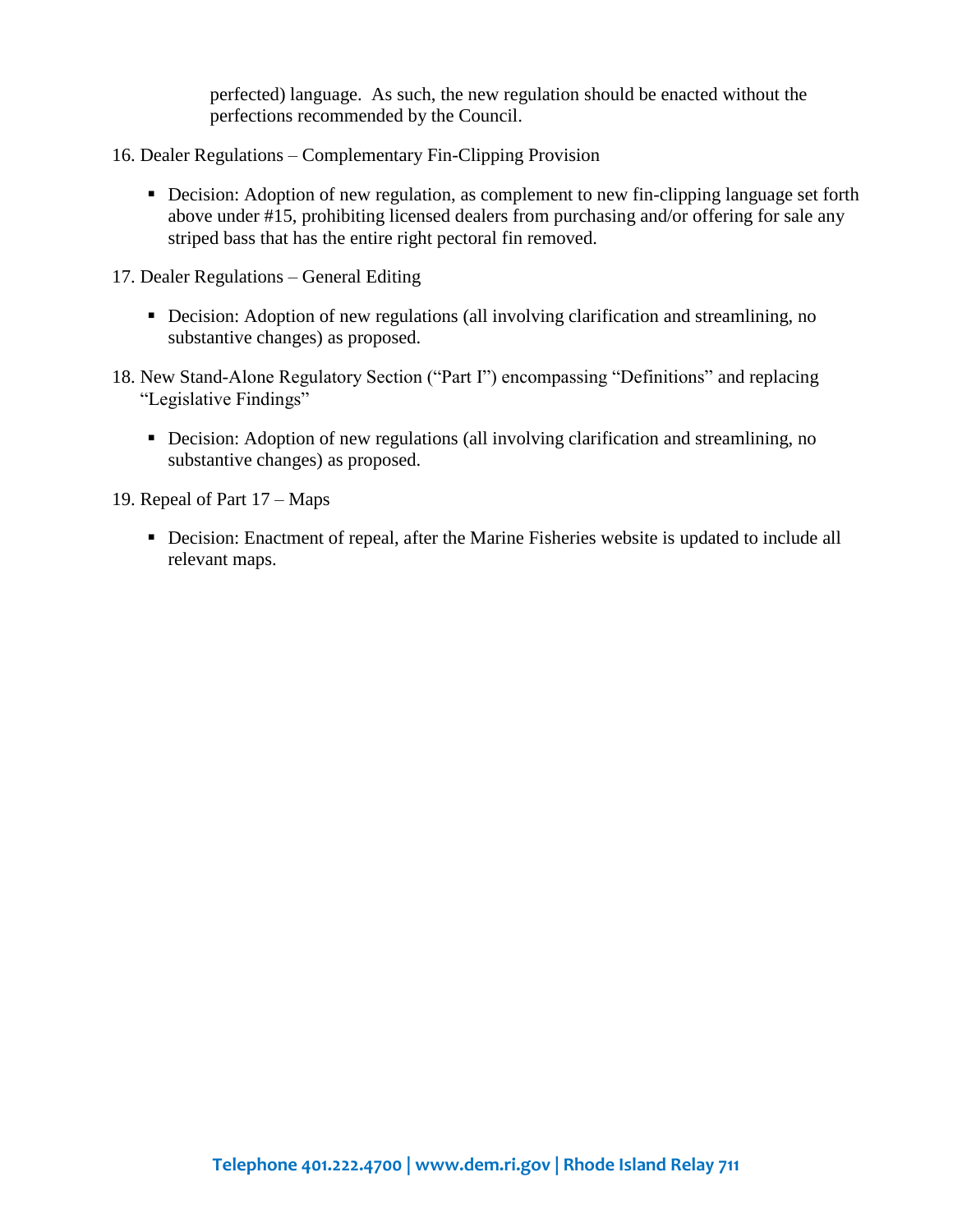perfected) language. As such, the new regulation should be enacted without the perfections recommended by the Council.

16. Dealer Regulations – Complementary Fin-Clipping Provision

    - Decision: Adoption of new regulation, as complement to new fin-clipping language set forth above under #15, prohibiting licensed dealers from purchasing and/or offering for sale any striped bass that has the entire right pectoral fin removed.

17. Dealer Regulations – General Editing

    - Decision: Adoption of new regulations (all involving clarification and streamlining, no substantive changes) as proposed.

18. New Stand-Alone Regulatory Section ("Part I") encompassing "Definitions" and replacing "Legislative Findings"

    - Decision: Adoption of new regulations (all involving clarification and streamlining, no substantive changes) as proposed.

19. Repeal of Part 17 – Maps

    - Decision: Enactment of repeal, after the Marine Fisheries website is updated to include all relevant maps.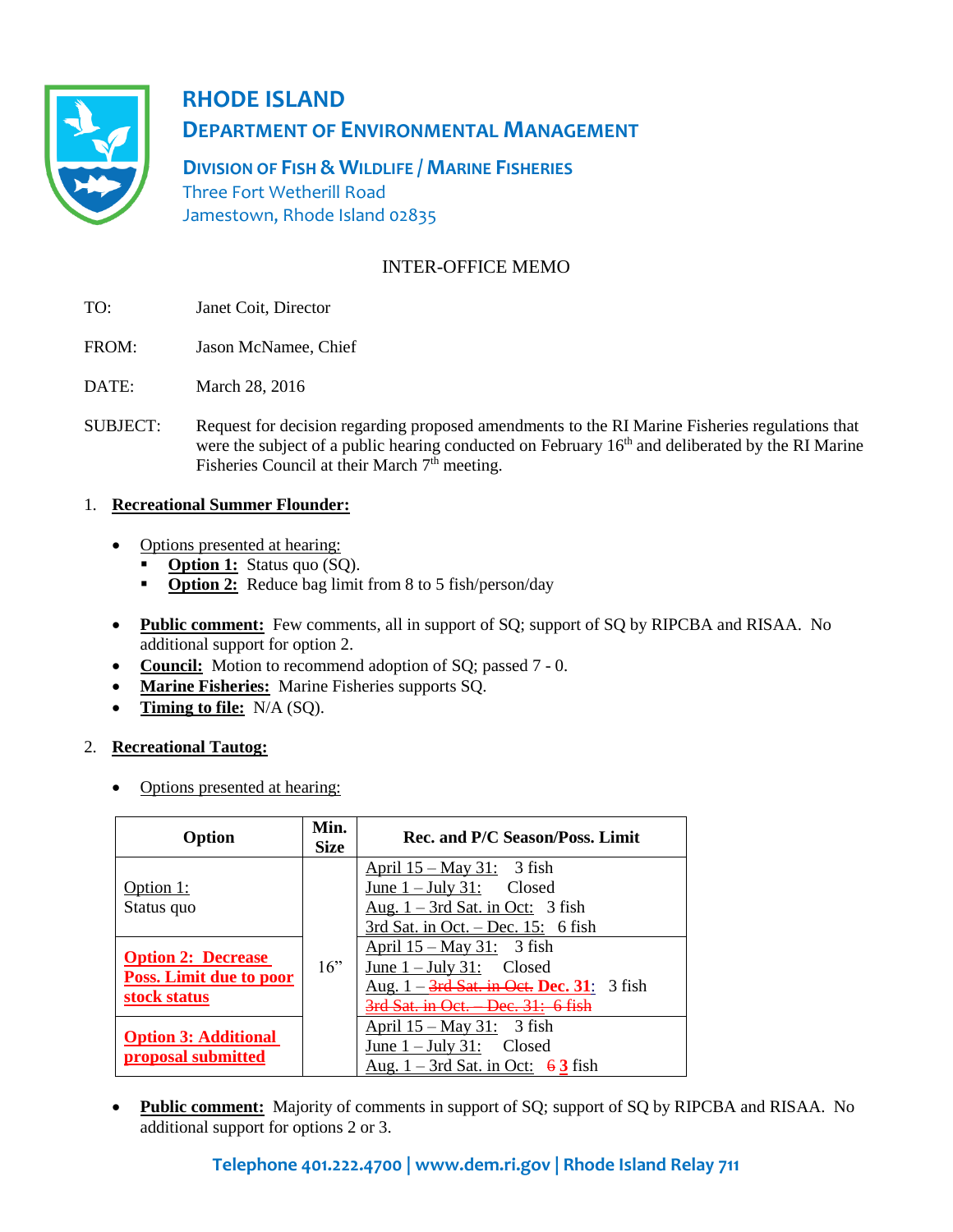# RHODE ISLAND

## DEPARTMENT OF ENVIRONMENTAL MANAGEMENT

### DIVISION OF FISH & WILDLIFE / MARINE FISHERIES

Three Fort Wetherill Road
Jamestown, Rhode Island 02835

INTER-OFFICE MEMO

TO: Janet Coit, Director

FROM: Jason McNamee, Chief

DATE: March 28, 2016

SUBJECT: Request for decision regarding proposed amendments to the RI Marine Fisheries regulations that were the subject of a public hearing conducted on February 16th and deliberated by the RI Marine Fisheries Council at their March 7th meeting.

1. **Recreational Summer Flounder:**

   - Options presented at hearing:
     - **Option 1:** Status quo (SQ).
     - **Option 2:** Reduce bag limit from 8 to 5 fish/person/day
   - **Public comment:** Few comments, all in support of SQ; support of SQ by RIPCBA and RISAA. No additional support for option 2.
   - **Council:** Motion to recommend adoption of SQ; passed 7 - 0.
   - **Marine Fisheries:** Marine Fisheries supports SQ.
   - **Timing to file:** N/A (SQ).

2. **Recreational Tautog:**

   - Options presented at hearing:

| Option | Min. Size | Rec. and P/C Season/Poss. Limit |
|---|---|---|
| Option 1: Status quo | 16" | April 15 – May 31: 3 fish<br>June 1 – July 31: Closed<br>Aug. 1 – 3rd Sat. in Oct: 3 fish<br>3rd Sat. in Oct. – Dec. 15: 6 fish |
| **Option 2: Decrease Poss. Limit due to poor stock status** | 16" | April 15 – May 31: 3 fish<br>June 1 – July 31: Closed<br>Aug. 1 – ~~3rd Sat. in Oct.~~ **Dec. 31**: 3 fish<br>~~3rd Sat. in Oct. – Dec. 31: 6 fish~~ |
| **Option 3: Additional proposal submitted** | 16" | April 15 – May 31: 3 fish<br>June 1 – July 31: Closed<br>Aug. 1 – 3rd Sat. in Oct: ~~6~~ **3** fish |

   - **Public comment:** Majority of comments in support of SQ; support of SQ by RIPCBA and RISAA. No additional support for options 2 or 3.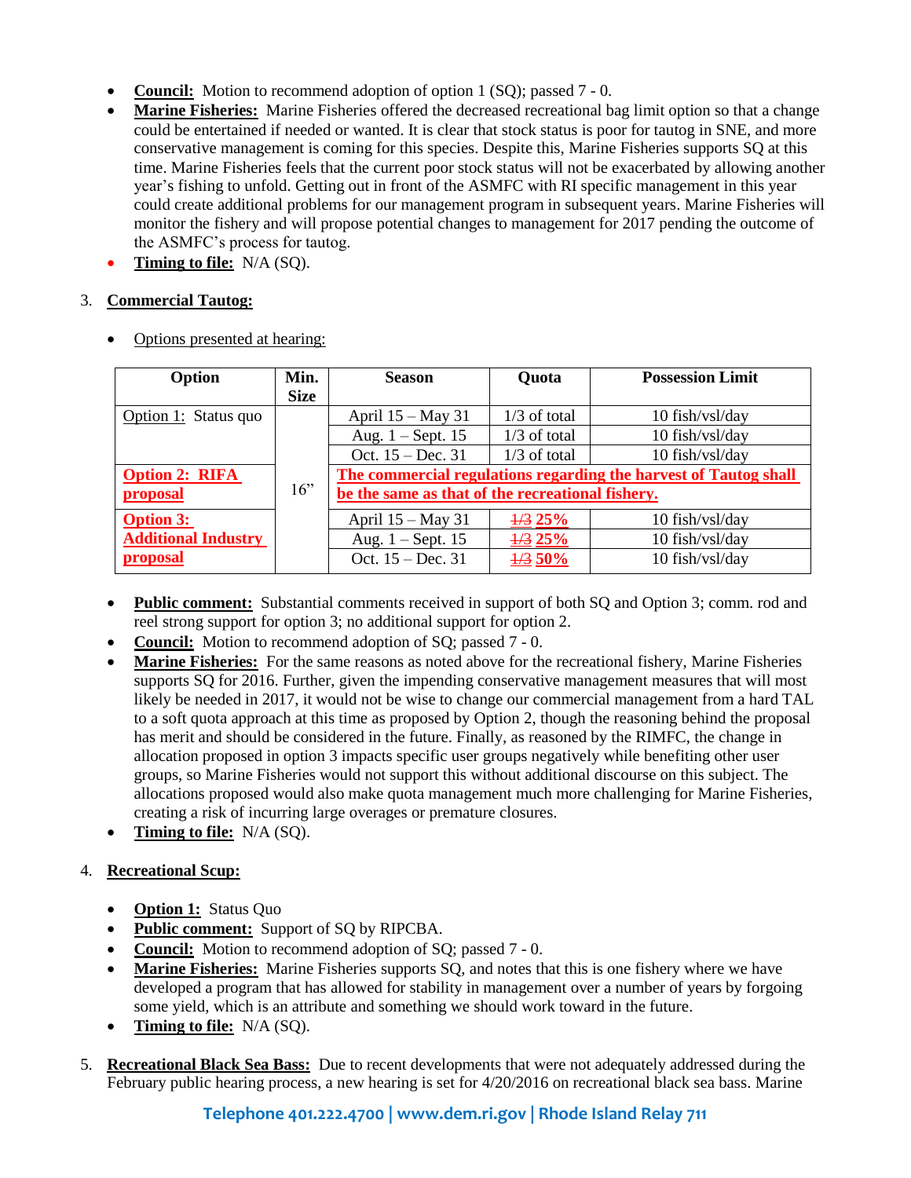- **Council:** Motion to recommend adoption of option 1 (SQ); passed 7 - 0.
- **Marine Fisheries:** Marine Fisheries offered the decreased recreational bag limit option so that a change could be entertained if needed or wanted. It is clear that stock status is poor for tautog in SNE, and more conservative management is coming for this species. Despite this, Marine Fisheries supports SQ at this time. Marine Fisheries feels that the current poor stock status will not be exacerbated by allowing another year's fishing to unfold. Getting out in front of the ASMFC with RI specific management in this year could create additional problems for our management program in subsequent years. Marine Fisheries will monitor the fishery and will propose potential changes to management for 2017 pending the outcome of the ASMFC's process for tautog.
- **Timing to file:** N/A (SQ).

3. **Commercial Tautog:**

- Options presented at hearing:

| Option | Min. Size | Season | Quota | Possession Limit |
|---|---|---|---|---|
| Option 1: Status quo | 16" | April 15 – May 31 | 1/3 of total | 10 fish/vsl/day |
| | | Aug. 1 – Sept. 15 | 1/3 of total | 10 fish/vsl/day |
| | | Oct. 15 – Dec. 31 | 1/3 of total | 10 fish/vsl/day |
| **Option 2: RIFA proposal** | | **The commercial regulations regarding the harvest of Tautog shall be the same as that of the recreational fishery.** | | |
| **Option 3: Additional Industry proposal** | | April 15 – May 31 | ~~1/3~~ **25%** | 10 fish/vsl/day |
| | | Aug. 1 – Sept. 15 | ~~1/3~~ **25%** | 10 fish/vsl/day |
| | | Oct. 15 – Dec. 31 | ~~1/3~~ **50%** | 10 fish/vsl/day |

- **Public comment:** Substantial comments received in support of both SQ and Option 3; comm. rod and reel strong support for option 3; no additional support for option 2.
- **Council:** Motion to recommend adoption of SQ; passed 7 - 0.
- **Marine Fisheries:** For the same reasons as noted above for the recreational fishery, Marine Fisheries supports SQ for 2016. Further, given the impending conservative management measures that will most likely be needed in 2017, it would not be wise to change our commercial management from a hard TAL to a soft quota approach at this time as proposed by Option 2, though the reasoning behind the proposal has merit and should be considered in the future. Finally, as reasoned by the RIMFC, the change in allocation proposed in option 3 impacts specific user groups negatively while benefiting other user groups, so Marine Fisheries would not support this without additional discourse on this subject. The allocations proposed would also make quota management much more challenging for Marine Fisheries, creating a risk of incurring large overages or premature closures.
- **Timing to file:** N/A (SQ).

4. **Recreational Scup:**

- **Option 1:** Status Quo
- **Public comment:** Support of SQ by RIPCBA.
- **Council:** Motion to recommend adoption of SQ; passed 7 - 0.
- **Marine Fisheries:** Marine Fisheries supports SQ, and notes that this is one fishery where we have developed a program that has allowed for stability in management over a number of years by forgoing some yield, which is an attribute and something we should work toward in the future.
- **Timing to file:** N/A (SQ).

5. **Recreational Black Sea Bass:** Due to recent developments that were not adequately addressed during the February public hearing process, a new hearing is set for 4/20/2016 on recreational black sea bass. Marine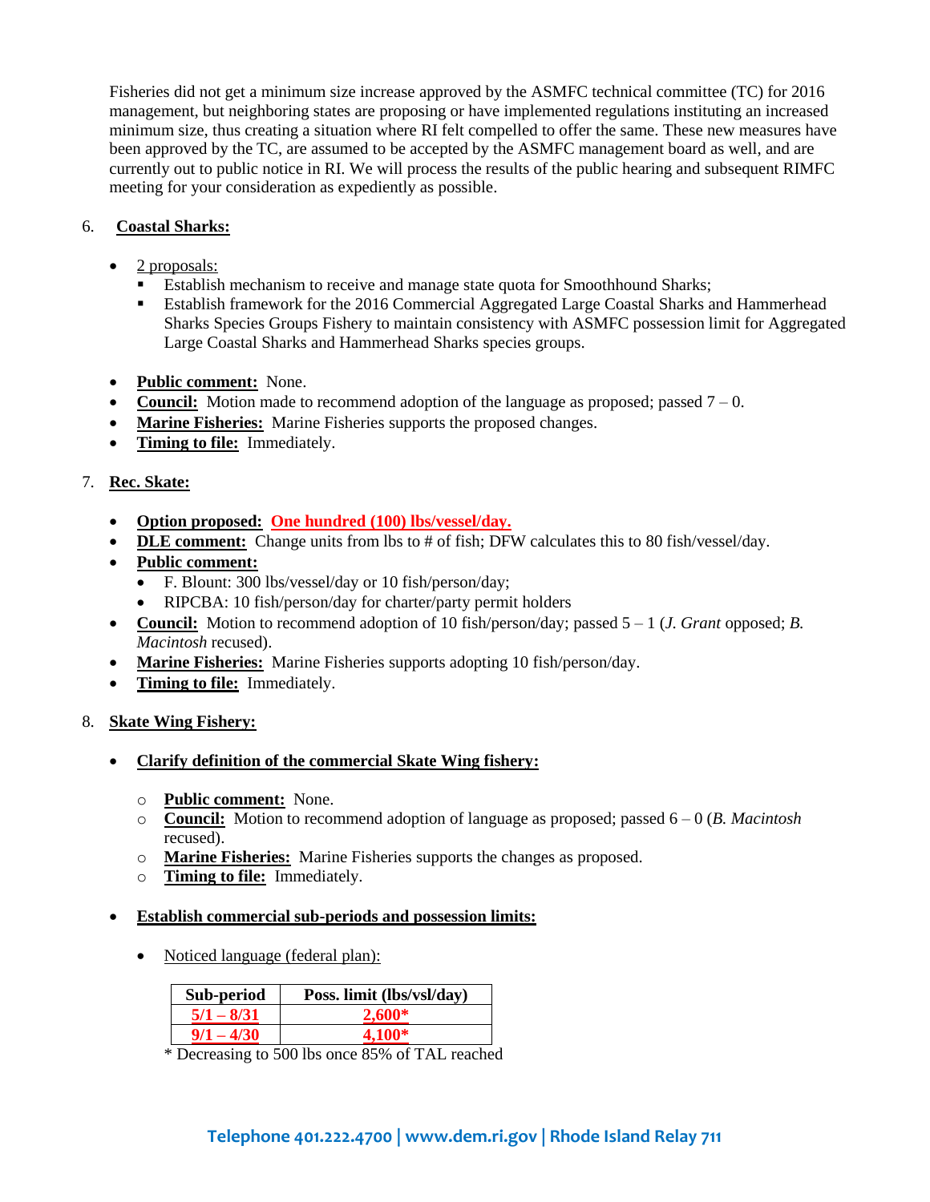Fisheries did not get a minimum size increase approved by the ASMFC technical committee (TC) for 2016 management, but neighboring states are proposing or have implemented regulations instituting an increased minimum size, thus creating a situation where RI felt compelled to offer the same. These new measures have been approved by the TC, are assumed to be accepted by the ASMFC management board as well, and are currently out to public notice in RI. We will process the results of the public hearing and subsequent RIMFC meeting for your consideration as expediently as possible.

6. **Coastal Sharks:**

- 2 proposals:
  - Establish mechanism to receive and manage state quota for Smoothhound Sharks;
  - Establish framework for the 2016 Commercial Aggregated Large Coastal Sharks and Hammerhead Sharks Species Groups Fishery to maintain consistency with ASMFC possession limit for Aggregated Large Coastal Sharks and Hammerhead Sharks species groups.

- **Public comment:** None.
- **Council:** Motion made to recommend adoption of the language as proposed; passed 7 – 0.
- **Marine Fisheries:** Marine Fisheries supports the proposed changes.
- **Timing to file:** Immediately.

7. **Rec. Skate:**

- **Option proposed:** **One hundred (100) lbs/vessel/day.**
- **DLE comment:** Change units from lbs to # of fish; DFW calculates this to 80 fish/vessel/day.
- **Public comment:**
  - F. Blount: 300 lbs/vessel/day or 10 fish/person/day;
  - RIPCBA: 10 fish/person/day for charter/party permit holders
- **Council:** Motion to recommend adoption of 10 fish/person/day; passed 5 – 1 (*J. Grant* opposed; *B. Macintosh* recused).
- **Marine Fisheries:** Marine Fisheries supports adopting 10 fish/person/day.
- **Timing to file:** Immediately.

8. **Skate Wing Fishery:**

- **Clarify definition of the commercial Skate Wing fishery:**
  - **Public comment:** None.
  - **Council:** Motion to recommend adoption of language as proposed; passed 6 – 0 (*B. Macintosh* recused).
  - **Marine Fisheries:** Marine Fisheries supports the changes as proposed.
  - **Timing to file:** Immediately.

- **Establish commercial sub-periods and possession limits:**
  - Noticed language (federal plan):

| Sub-period | Poss. limit (lbs/vsl/day) |
|---|---|
| 5/1 – 8/31 | 2,600* |
| 9/1 – 4/30 | 4,100* |

\* Decreasing to 500 lbs once 85% of TAL reached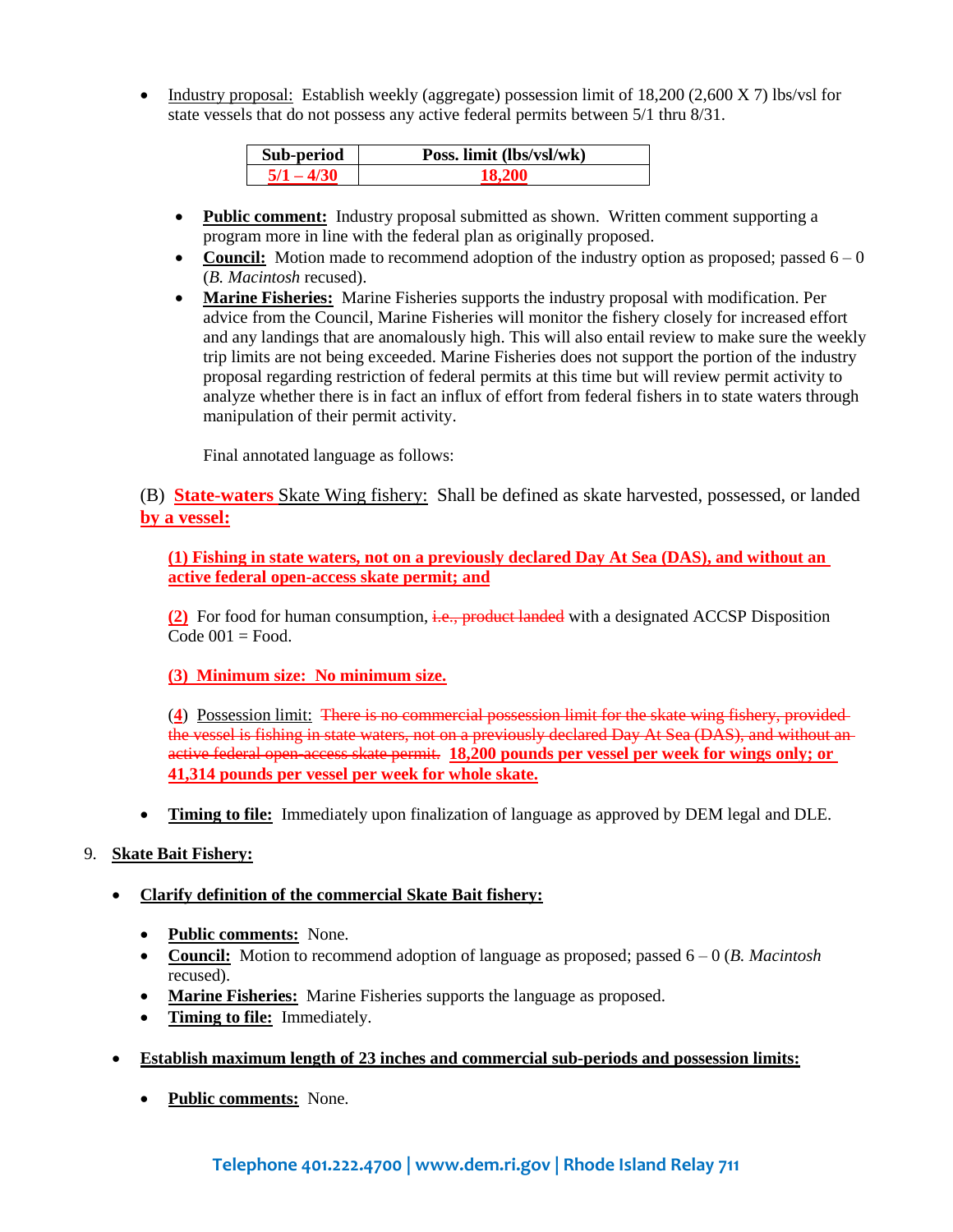- Industry proposal: Establish weekly (aggregate) possession limit of 18,200 (2,600 X 7) lbs/vsl for state vessels that do not possess any active federal permits between 5/1 thru 8/31.

| Sub-period | Poss. limit (lbs/vsl/wk) |
| --- | --- |
| 5/1 – 4/30 | 18,200 |

  - **Public comment:** Industry proposal submitted as shown. Written comment supporting a program more in line with the federal plan as originally proposed.
  - **Council:** Motion made to recommend adoption of the industry option as proposed; passed 6 – 0 (*B. Macintosh* recused).
  - **Marine Fisheries:** Marine Fisheries supports the industry proposal with modification. Per advice from the Council, Marine Fisheries will monitor the fishery closely for increased effort and any landings that are anomalously high. This will also entail review to make sure the weekly trip limits are not being exceeded. Marine Fisheries does not support the portion of the industry proposal regarding restriction of federal permits at this time but will review permit activity to analyze whether there is in fact an influx of effort from federal fishers in to state waters through manipulation of their permit activity.

    Final annotated language as follows:

(B) **State-waters** Skate Wing fishery: Shall be defined as skate harvested, possessed, or landed **by a vessel:**

> **(1) Fishing in state waters, not on a previously declared Day At Sea (DAS), and without an active federal open-access skate permit; and**
>
> **(2)** For food for human consumption, ~~i.e., product landed~~ with a designated ACCSP Disposition Code 001 = Food.
>
> **(3) Minimum size: No minimum size.**
>
> (**4**) Possession limit: ~~There is no commercial possession limit for the skate wing fishery, provided the vessel is fishing in state waters, not on a previously declared Day At Sea (DAS), and without an active federal open-access skate permit.~~ **18,200 pounds per vessel per week for wings only; or 41,314 pounds per vessel per week for whole skate.**

- **Timing to file:** Immediately upon finalization of language as approved by DEM legal and DLE.

9. **Skate Bait Fishery:**

- **Clarify definition of the commercial Skate Bait fishery:**
  - **Public comments:** None.
  - **Council:** Motion to recommend adoption of language as proposed; passed 6 – 0 (*B. Macintosh* recused).
  - **Marine Fisheries:** Marine Fisheries supports the language as proposed.
  - **Timing to file:** Immediately.

- **Establish maximum length of 23 inches and commercial sub-periods and possession limits:**
  - **Public comments:** None.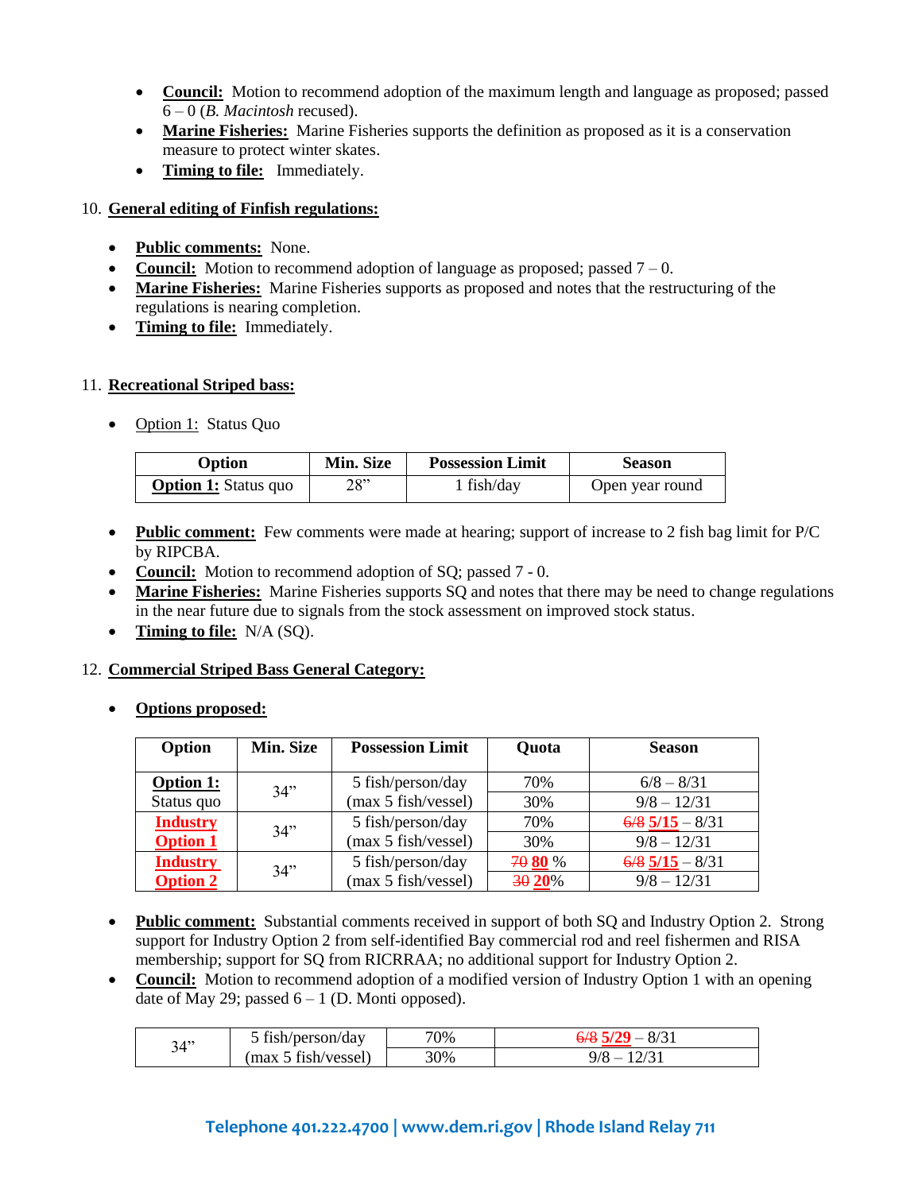- **Council:** Motion to recommend adoption of the maximum length and language as proposed; passed 6 – 0 (*B. Macintosh* recused).
- **Marine Fisheries:** Marine Fisheries supports the definition as proposed as it is a conservation measure to protect winter skates.
- **Timing to file:** Immediately.

10. **General editing of Finfish regulations:**

- **Public comments:** None.
- **Council:** Motion to recommend adoption of language as proposed; passed 7 – 0.
- **Marine Fisheries:** Marine Fisheries supports as proposed and notes that the restructuring of the regulations is nearing completion.
- **Timing to file:** Immediately.

11. **Recreational Striped bass:**

- Option 1: Status Quo

| Option | Min. Size | Possession Limit | Season |
|---|---|---|---|
| **Option 1:** Status quo | 28" | 1 fish/day | Open year round |

- **Public comment:** Few comments were made at hearing; support of increase to 2 fish bag limit for P/C by RIPCBA.
- **Council:** Motion to recommend adoption of SQ; passed 7 - 0.
- **Marine Fisheries:** Marine Fisheries supports SQ and notes that there may be need to change regulations in the near future due to signals from the stock assessment on improved stock status.
- **Timing to file:** N/A (SQ).

12. **Commercial Striped Bass General Category:**

- **Options proposed:**

| Option | Min. Size | Possession Limit | Quota | Season |
|---|---|---|---|---|
| **Option 1:** Status quo | 34" | 5 fish/person/day (max 5 fish/vessel) | 70% | 6/8 – 8/31 |
| | | | 30% | 9/8 – 12/31 |
| **Industry Option 1** | 34" | 5 fish/person/day (max 5 fish/vessel) | 70% | ~~6/8~~ **5/15** – 8/31 |
| | | | 30% | 9/8 – 12/31 |
| **Industry Option 2** | 34" | 5 fish/person/day (max 5 fish/vessel) | ~~70~~ **80** % | ~~6/8~~ **5/15** – 8/31 |
| | | | ~~30~~ **20**% | 9/8 – 12/31 |

- **Public comment:** Substantial comments received in support of both SQ and Industry Option 2. Strong support for Industry Option 2 from self-identified Bay commercial rod and reel fishermen and RISA membership; support for SQ from RICRRAA; no additional support for Industry Option 2.
- **Council:** Motion to recommend adoption of a modified version of Industry Option 1 with an opening date of May 29; passed 6 – 1 (D. Monti opposed).

| Min. Size | Possession Limit | Quota | Season |
|---|---|---|---|
| 34" | 5 fish/person/day (max 5 fish/vessel) | 70% | ~~6/8~~ **5/29** – 8/31 |
| | | 30% | 9/8 – 12/31 |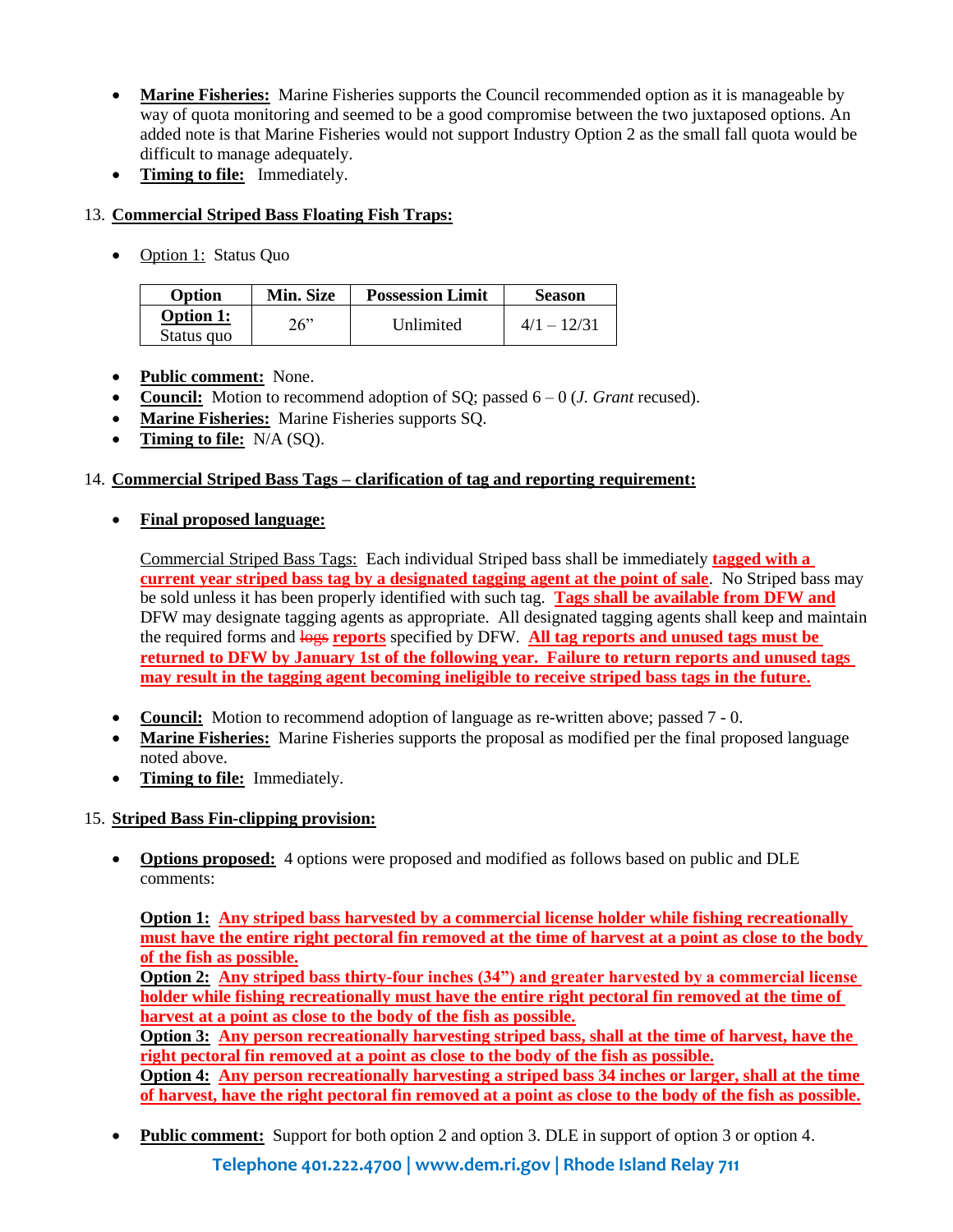- **Marine Fisheries:** Marine Fisheries supports the Council recommended option as it is manageable by way of quota monitoring and seemed to be a good compromise between the two juxtaposed options. An added note is that Marine Fisheries would not support Industry Option 2 as the small fall quota would be difficult to manage adequately.
- **Timing to file:** Immediately.

13. **Commercial Striped Bass Floating Fish Traps:**

- Option 1: Status Quo

| Option | Min. Size | Possession Limit | Season |
|---|---|---|---|
| **Option 1:** Status quo | 26" | Unlimited | 4/1 – 12/31 |

- **Public comment:** None.
- **Council:** Motion to recommend adoption of SQ; passed 6 – 0 (*J. Grant* recused).
- **Marine Fisheries:** Marine Fisheries supports SQ.
- **Timing to file:** N/A (SQ).

14. **Commercial Striped Bass Tags – clarification of tag and reporting requirement:**

- **Final proposed language:**

  Commercial Striped Bass Tags: Each individual Striped bass shall be immediately **tagged with a current year striped bass tag by a designated tagging agent at the point of sale**. No Striped bass may be sold unless it has been properly identified with such tag. **Tags shall be available from DFW and** DFW may designate tagging agents as appropriate. All designated tagging agents shall keep and maintain the required forms and ~~logs~~ **reports** specified by DFW. **All tag reports and unused tags must be returned to DFW by January 1st of the following year. Failure to return reports and unused tags may result in the tagging agent becoming ineligible to receive striped bass tags in the future.**

- **Council:** Motion to recommend adoption of language as re-written above; passed 7 - 0.
- **Marine Fisheries:** Marine Fisheries supports the proposal as modified per the final proposed language noted above.
- **Timing to file:** Immediately.

15. **Striped Bass Fin-clipping provision:**

- **Options proposed:** 4 options were proposed and modified as follows based on public and DLE comments:

  **Option 1: Any striped bass harvested by a commercial license holder while fishing recreationally must have the entire right pectoral fin removed at the time of harvest at a point as close to the body of the fish as possible.**
  **Option 2: Any striped bass thirty-four inches (34") and greater harvested by a commercial license holder while fishing recreationally must have the entire right pectoral fin removed at the time of harvest at a point as close to the body of the fish as possible.**
  **Option 3: Any person recreationally harvesting striped bass, shall at the time of harvest, have the right pectoral fin removed at a point as close to the body of the fish as possible.**
  **Option 4: Any person recreationally harvesting a striped bass 34 inches or larger, shall at the time of harvest, have the right pectoral fin removed at a point as close to the body of the fish as possible.**

- **Public comment:** Support for both option 2 and option 3. DLE in support of option 3 or option 4.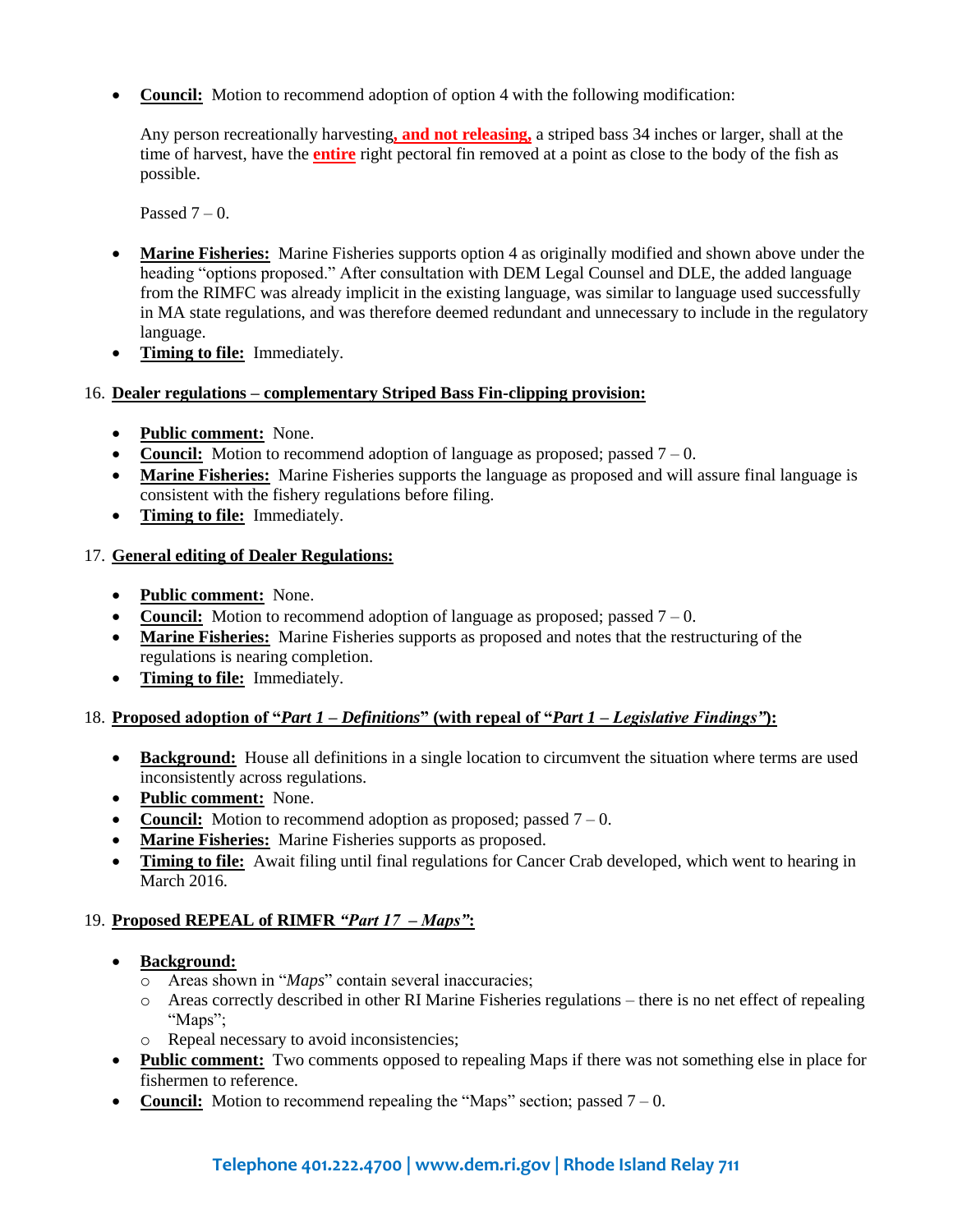- **Council:** Motion to recommend adoption of option 4 with the following modification:

  Any person recreationally harvesting**, and not releasing,** a striped bass 34 inches or larger, shall at the time of harvest, have the **entire** right pectoral fin removed at a point as close to the body of the fish as possible.

  Passed 7 – 0.

- **Marine Fisheries:** Marine Fisheries supports option 4 as originally modified and shown above under the heading "options proposed." After consultation with DEM Legal Counsel and DLE, the added language from the RIMFC was already implicit in the existing language, was similar to language used successfully in MA state regulations, and was therefore deemed redundant and unnecessary to include in the regulatory language.
- **Timing to file:** Immediately.

16. **Dealer regulations – complementary Striped Bass Fin-clipping provision:**

- **Public comment:** None.
- **Council:** Motion to recommend adoption of language as proposed; passed 7 – 0.
- **Marine Fisheries:** Marine Fisheries supports the language as proposed and will assure final language is consistent with the fishery regulations before filing.
- **Timing to file:** Immediately.

17. **General editing of Dealer Regulations:**

- **Public comment:** None.
- **Council:** Motion to recommend adoption of language as proposed; passed 7 – 0.
- **Marine Fisheries:** Marine Fisheries supports as proposed and notes that the restructuring of the regulations is nearing completion.
- **Timing to file:** Immediately.

18. **Proposed adoption of "*Part 1 – Definitions*" (with repeal of "*Part 1 – Legislative Findings*"):**

- **Background:** House all definitions in a single location to circumvent the situation where terms are used inconsistently across regulations.
- **Public comment:** None.
- **Council:** Motion to recommend adoption as proposed; passed 7 – 0.
- **Marine Fisheries:** Marine Fisheries supports as proposed.
- **Timing to file:** Await filing until final regulations for Cancer Crab developed, which went to hearing in March 2016.

19. **Proposed REPEAL of RIMFR *"Part 17 – Maps"*:**

- **Background:**
  - Areas shown in "*Maps*" contain several inaccuracies;
  - Areas correctly described in other RI Marine Fisheries regulations – there is no net effect of repealing "Maps";
  - Repeal necessary to avoid inconsistencies;
- **Public comment:** Two comments opposed to repealing Maps if there was not something else in place for fishermen to reference.
- **Council:** Motion to recommend repealing the "Maps" section; passed 7 – 0.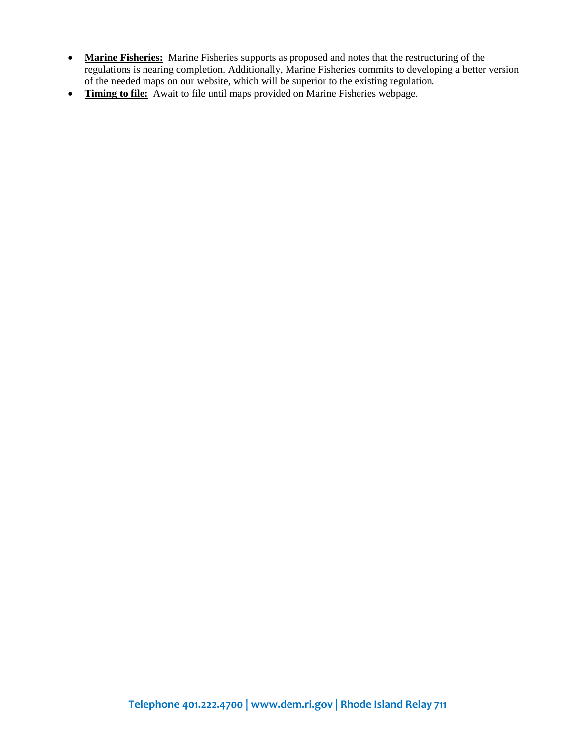- **Marine Fisheries:** Marine Fisheries supports as proposed and notes that the restructuring of the regulations is nearing completion. Additionally, Marine Fisheries commits to developing a better version of the needed maps on our website, which will be superior to the existing regulation.
- **Timing to file:** Await to file until maps provided on Marine Fisheries webpage.